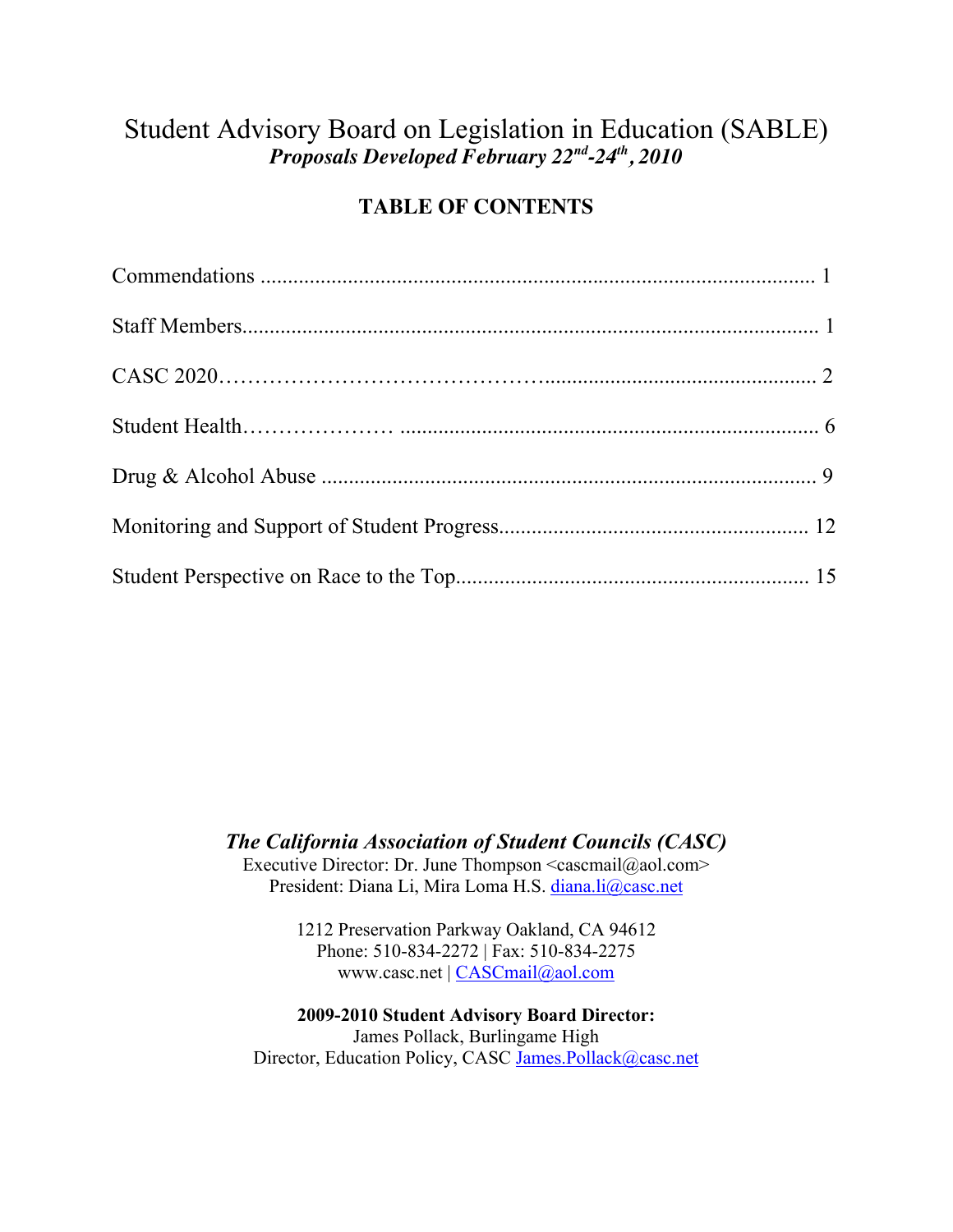# Student Advisory Board on Legislation in Education (SABLE)

***Proposals Developed February 22nd-24th, 2010***

## TABLE OF CONTENTS

Commendations ........................................................................................................ 1

Staff Members........................................................................................................ 1

CASC 2020.............................................................................................................. 2

Student Health.......................................................................................................... 6

Drug & Alcohol Abuse .............................................................................................. 9

Monitoring and Support of Student Progress............................................................ 12

Student Perspective on Race to the Top.................................................................... 15

***The California Association of Student Councils (CASC)***

Executive Director: Dr. June Thompson <cascmail@aol.com>

President: Diana Li, Mira Loma H.S. diana.li@casc.net

1212 Preservation Parkway Oakland, CA 94612

Phone: 510-834-2272 | Fax: 510-834-2275

www.casc.net | CASCmail@aol.com

**2009-2010 Student Advisory Board Director:**

James Pollack, Burlingame High

Director, Education Policy, CASC James.Pollack@casc.net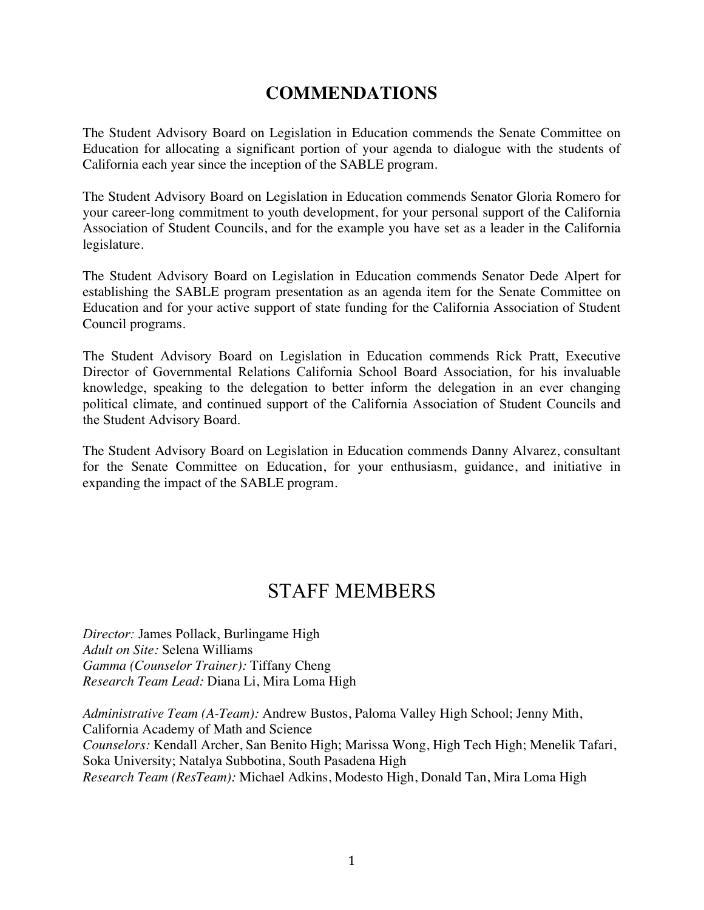## COMMENDATIONS

The Student Advisory Board on Legislation in Education commends the Senate Committee on Education for allocating a significant portion of your agenda to dialogue with the students of California each year since the inception of the SABLE program.

The Student Advisory Board on Legislation in Education commends Senator Gloria Romero for your career-long commitment to youth development, for your personal support of the California Association of Student Councils, and for the example you have set as a leader in the California legislature.

The Student Advisory Board on Legislation in Education commends Senator Dede Alpert for establishing the SABLE program presentation as an agenda item for the Senate Committee on Education and for your active support of state funding for the California Association of Student Council programs.

The Student Advisory Board on Legislation in Education commends Rick Pratt, Executive Director of Governmental Relations California School Board Association, for his invaluable knowledge, speaking to the delegation to better inform the delegation in an ever changing political climate, and continued support of the California Association of Student Councils and the Student Advisory Board.

The Student Advisory Board on Legislation in Education commends Danny Alvarez, consultant for the Senate Committee on Education, for your enthusiasm, guidance, and initiative in expanding the impact of the SABLE program.

## STAFF MEMBERS

*Director:* James Pollack, Burlingame High
*Adult on Site:* Selena Williams
*Gamma (Counselor Trainer):* Tiffany Cheng
*Research Team Lead:* Diana Li, Mira Loma High

*Administrative Team (A-Team):* Andrew Bustos, Paloma Valley High School; Jenny Mith, California Academy of Math and Science
*Counselors:* Kendall Archer, San Benito High; Marissa Wong, High Tech High; Menelik Tafari, Soka University; Natalya Subbotina, South Pasadena High
*Research Team (ResTeam):* Michael Adkins, Modesto High, Donald Tan, Mira Loma High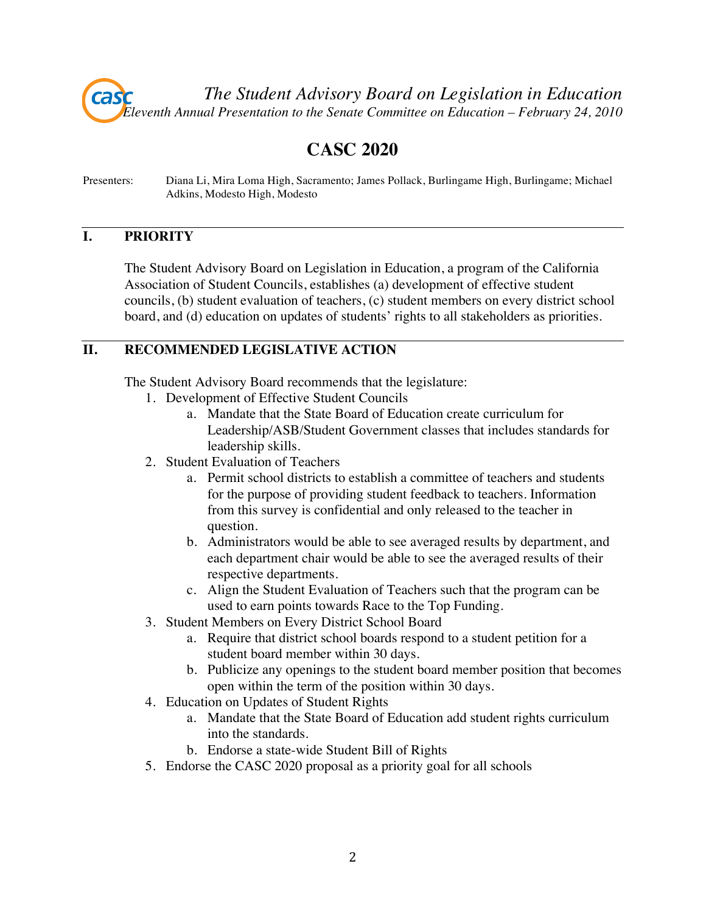*The Student Advisory Board on Legislation in Education*

*Eleventh Annual Presentation to the Senate Committee on Education – February 24, 2010*

# CASC 2020

Presenters: Diana Li, Mira Loma High, Sacramento; James Pollack, Burlingame High, Burlingame; Michael Adkins, Modesto High, Modesto

## I. PRIORITY

The Student Advisory Board on Legislation in Education, a program of the California Association of Student Councils, establishes (a) development of effective student councils, (b) student evaluation of teachers, (c) student members on every district school board, and (d) education on updates of students' rights to all stakeholders as priorities.

## II. RECOMMENDED LEGISLATIVE ACTION

The Student Advisory Board recommends that the legislature:

1. Development of Effective Student Councils
   a. Mandate that the State Board of Education create curriculum for Leadership/ASB/Student Government classes that includes standards for leadership skills.
2. Student Evaluation of Teachers
   a. Permit school districts to establish a committee of teachers and students for the purpose of providing student feedback to teachers. Information from this survey is confidential and only released to the teacher in question.
   b. Administrators would be able to see averaged results by department, and each department chair would be able to see the averaged results of their respective departments.
   c. Align the Student Evaluation of Teachers such that the program can be used to earn points towards Race to the Top Funding.
3. Student Members on Every District School Board
   a. Require that district school boards respond to a student petition for a student board member within 30 days.
   b. Publicize any openings to the student board member position that becomes open within the term of the position within 30 days.
4. Education on Updates of Student Rights
   a. Mandate that the State Board of Education add student rights curriculum into the standards.
   b. Endorse a state-wide Student Bill of Rights
5. Endorse the CASC 2020 proposal as a priority goal for all schools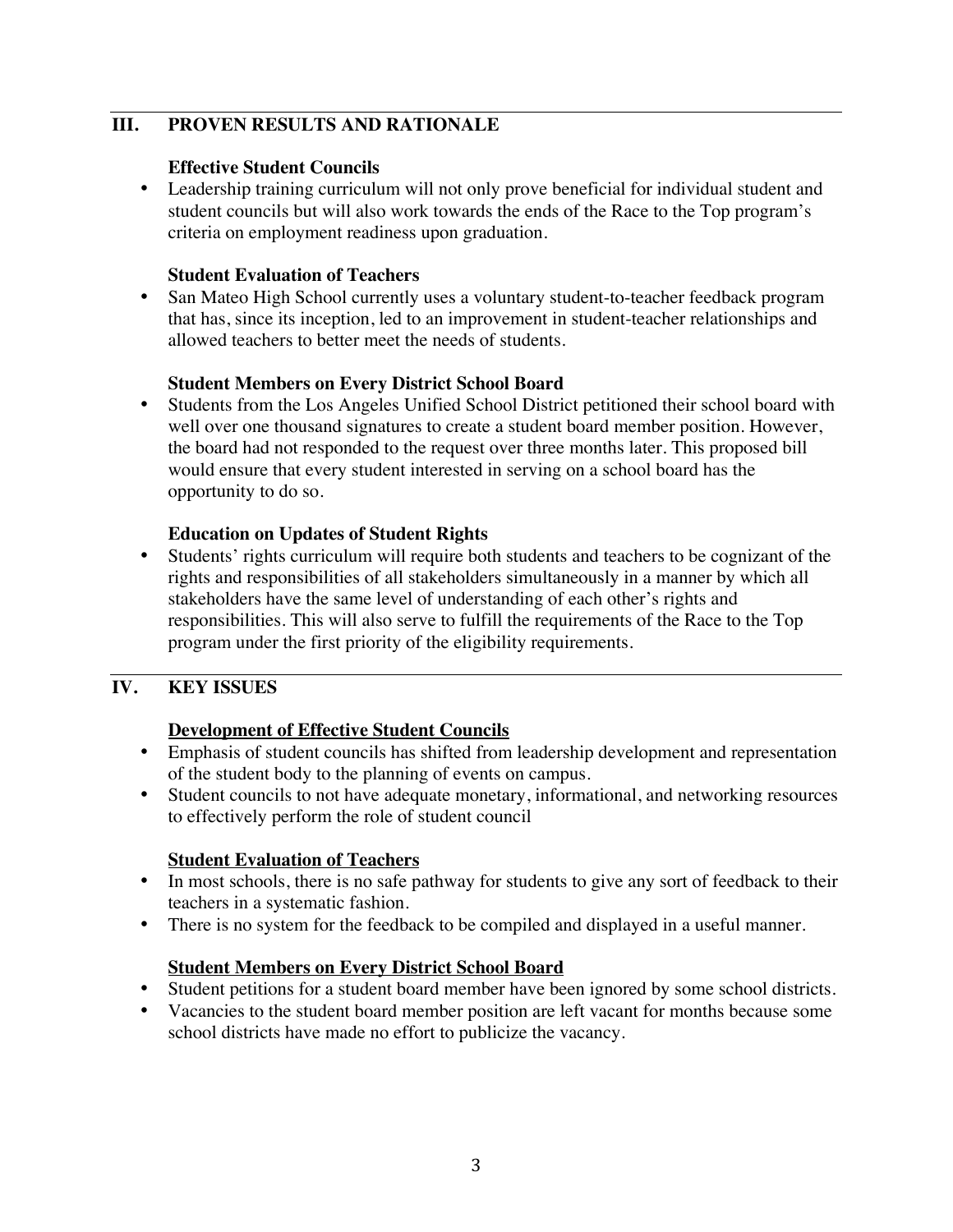## III. PROVEN RESULTS AND RATIONALE

**Effective Student Councils**

- Leadership training curriculum will not only prove beneficial for individual student and student councils but will also work towards the ends of the Race to the Top program's criteria on employment readiness upon graduation.

**Student Evaluation of Teachers**

- San Mateo High School currently uses a voluntary student-to-teacher feedback program that has, since its inception, led to an improvement in student-teacher relationships and allowed teachers to better meet the needs of students.

**Student Members on Every District School Board**

- Students from the Los Angeles Unified School District petitioned their school board with well over one thousand signatures to create a student board member position. However, the board had not responded to the request over three months later. This proposed bill would ensure that every student interested in serving on a school board has the opportunity to do so.

**Education on Updates of Student Rights**

- Students' rights curriculum will require both students and teachers to be cognizant of the rights and responsibilities of all stakeholders simultaneously in a manner by which all stakeholders have the same level of understanding of each other's rights and responsibilities. This will also serve to fulfill the requirements of the Race to the Top program under the first priority of the eligibility requirements.

## IV. KEY ISSUES

**<u>Development of Effective Student Councils</u>**

- Emphasis of student councils has shifted from leadership development and representation of the student body to the planning of events on campus.
- Student councils to not have adequate monetary, informational, and networking resources to effectively perform the role of student council

**<u>Student Evaluation of Teachers</u>**

- In most schools, there is no safe pathway for students to give any sort of feedback to their teachers in a systematic fashion.
- There is no system for the feedback to be compiled and displayed in a useful manner.

**<u>Student Members on Every District School Board</u>**

- Student petitions for a student board member have been ignored by some school districts.
- Vacancies to the student board member position are left vacant for months because some school districts have made no effort to publicize the vacancy.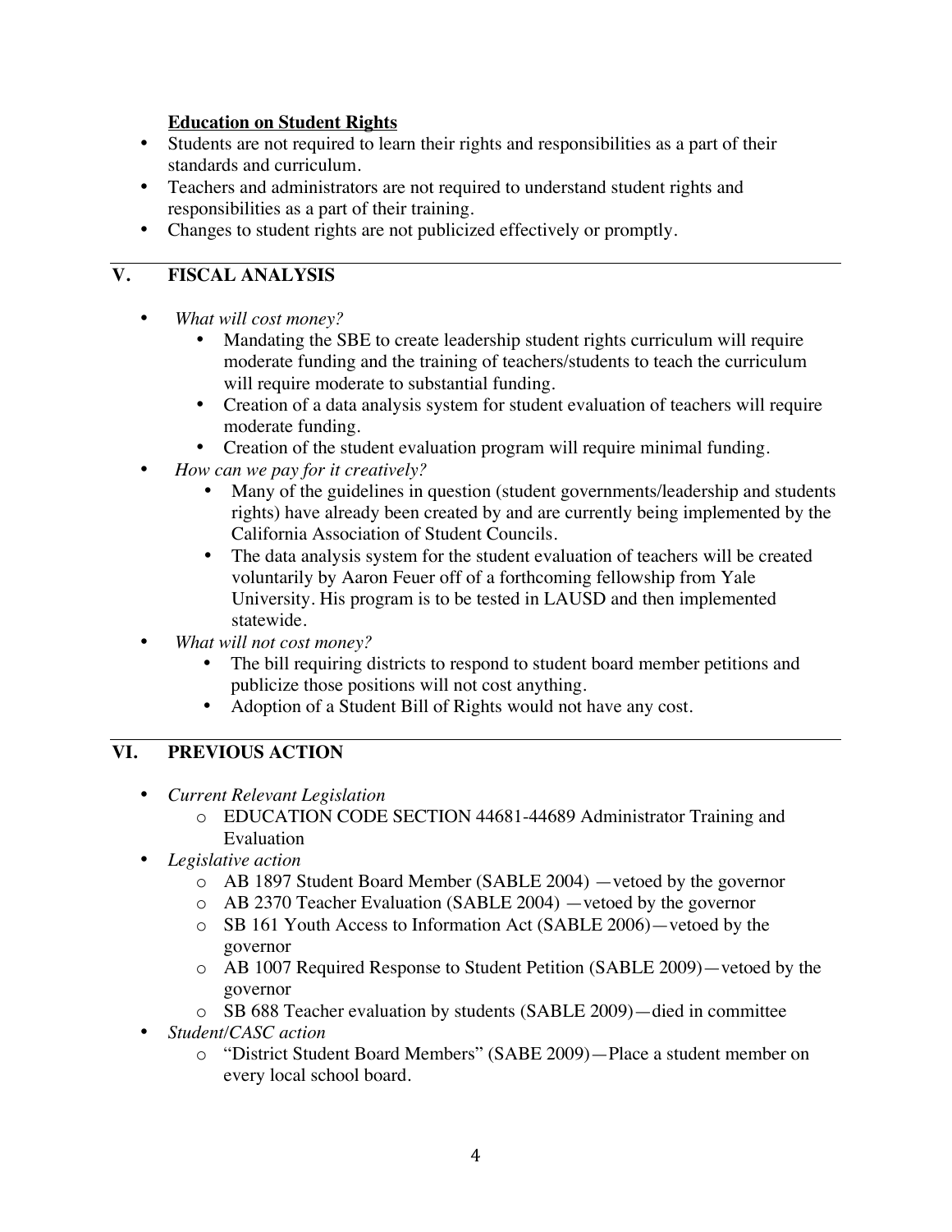**Education on Student Rights**

- Students are not required to learn their rights and responsibilities as a part of their standards and curriculum.
- Teachers and administrators are not required to understand student rights and responsibilities as a part of their training.
- Changes to student rights are not publicized effectively or promptly.

---

## V. FISCAL ANALYSIS

- *What will cost money?*
  - Mandating the SBE to create leadership student rights curriculum will require moderate funding and the training of teachers/students to teach the curriculum will require moderate to substantial funding.
  - Creation of a data analysis system for student evaluation of teachers will require moderate funding.
  - Creation of the student evaluation program will require minimal funding.
- *How can we pay for it creatively?*
  - Many of the guidelines in question (student governments/leadership and students rights) have already been created by and are currently being implemented by the California Association of Student Councils.
  - The data analysis system for the student evaluation of teachers will be created voluntarily by Aaron Feuer off of a forthcoming fellowship from Yale University. His program is to be tested in LAUSD and then implemented statewide.
- *What will not cost money?*
  - The bill requiring districts to respond to student board member petitions and publicize those positions will not cost anything.
  - Adoption of a Student Bill of Rights would not have any cost.

---

## VI. PREVIOUS ACTION

- *Current Relevant Legislation*
  - EDUCATION CODE SECTION 44681-44689 Administrator Training and Evaluation
- *Legislative action*
  - AB 1897 Student Board Member (SABLE 2004) —vetoed by the governor
  - AB 2370 Teacher Evaluation (SABLE 2004) —vetoed by the governor
  - SB 161 Youth Access to Information Act (SABLE 2006)—vetoed by the governor
  - AB 1007 Required Response to Student Petition (SABLE 2009)—vetoed by the governor
  - SB 688 Teacher evaluation by students (SABLE 2009)—died in committee
- *Student/CASC action*
  - "District Student Board Members" (SABE 2009)—Place a student member on every local school board.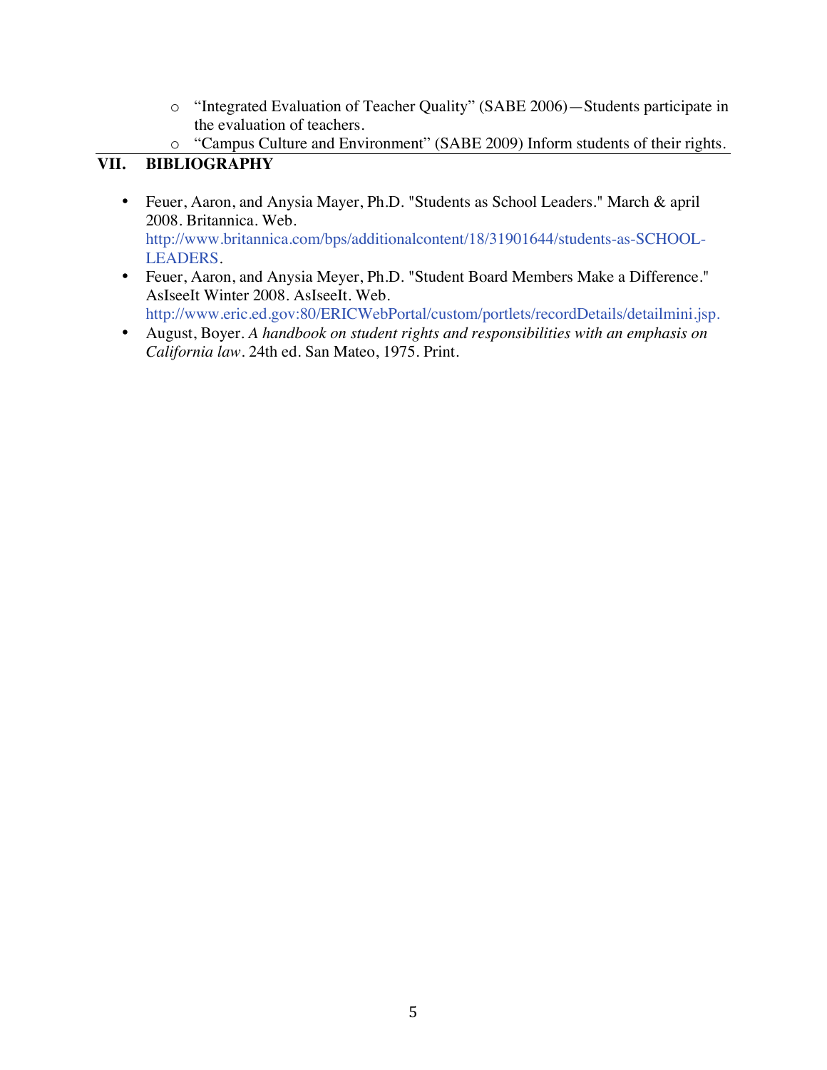- "Integrated Evaluation of Teacher Quality" (SABE 2006)—Students participate in the evaluation of teachers.
- "Campus Culture and Environment" (SABE 2009) Inform students of their rights.

## VII. BIBLIOGRAPHY

- Feuer, Aaron, and Anysia Mayer, Ph.D. "Students as School Leaders." March & april 2008. Britannica. Web. http://www.britannica.com/bps/additionalcontent/18/31901644/students-as-SCHOOL-LEADERS.
- Feuer, Aaron, and Anysia Meyer, Ph.D. "Student Board Members Make a Difference." AsIseeIt Winter 2008. AsIseeIt. Web. http://www.eric.ed.gov:80/ERICWebPortal/custom/portlets/recordDetails/detailmini.jsp.
- August, Boyer. *A handbook on student rights and responsibilities with an emphasis on California law*. 24th ed. San Mateo, 1975. Print.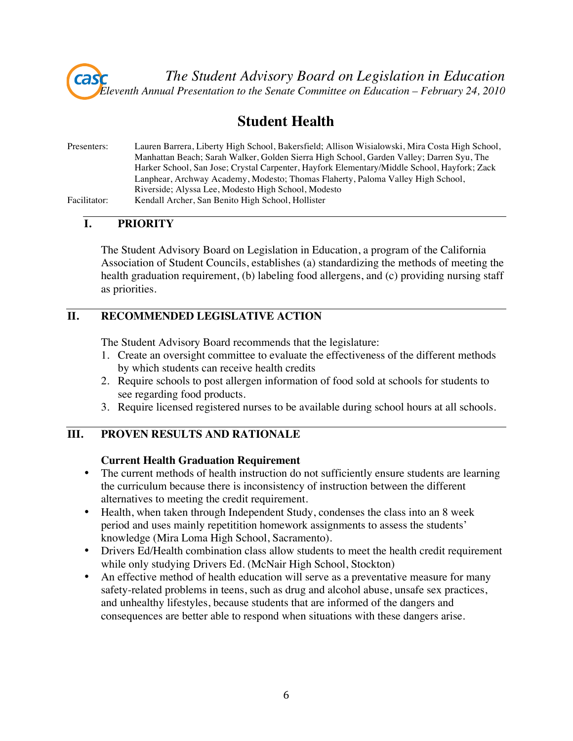*The Student Advisory Board on Legislation in Education*
*Eleventh Annual Presentation to the Senate Committee on Education – February 24, 2010*

# Student Health

Presenters: Lauren Barrera, Liberty High School, Bakersfield; Allison Wisialowski, Mira Costa High School, Manhattan Beach; Sarah Walker, Golden Sierra High School, Garden Valley; Darren Syu, The Harker School, San Jose; Crystal Carpenter, Hayfork Elementary/Middle School, Hayfork; Zack Lanphear, Archway Academy, Modesto; Thomas Flaherty, Paloma Valley High School, Riverside; Alyssa Lee, Modesto High School, Modesto

Facilitator: Kendall Archer, San Benito High School, Hollister

## I. PRIORITY

The Student Advisory Board on Legislation in Education, a program of the California Association of Student Councils, establishes (a) standardizing the methods of meeting the health graduation requirement, (b) labeling food allergens, and (c) providing nursing staff as priorities.

## II. RECOMMENDED LEGISLATIVE ACTION

The Student Advisory Board recommends that the legislature:

1. Create an oversight committee to evaluate the effectiveness of the different methods by which students can receive health credits
2. Require schools to post allergen information of food sold at schools for students to see regarding food products.
3. Require licensed registered nurses to be available during school hours at all schools.

## III. PROVEN RESULTS AND RATIONALE

**Current Health Graduation Requirement**

- The current methods of health instruction do not sufficiently ensure students are learning the curriculum because there is inconsistency of instruction between the different alternatives to meeting the credit requirement.
- Health, when taken through Independent Study, condenses the class into an 8 week period and uses mainly repetition homework assignments to assess the students' knowledge (Mira Loma High School, Sacramento).
- Drivers Ed/Health combination class allow students to meet the health credit requirement while only studying Drivers Ed. (McNair High School, Stockton)
- An effective method of health education will serve as a preventative measure for many safety-related problems in teens, such as drug and alcohol abuse, unsafe sex practices, and unhealthy lifestyles, because students that are informed of the dangers and consequences are better able to respond when situations with these dangers arise.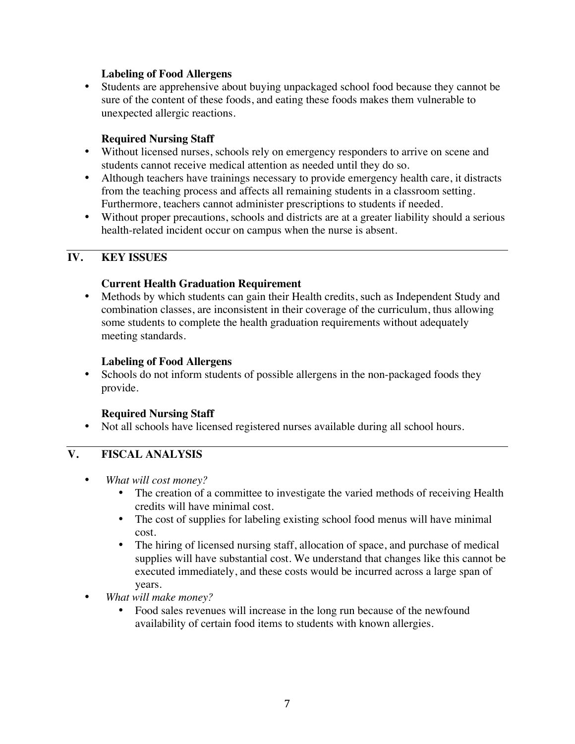**Labeling of Food Allergens**

- Students are apprehensive about buying unpackaged school food because they cannot be sure of the content of these foods, and eating these foods makes them vulnerable to unexpected allergic reactions.

**Required Nursing Staff**

- Without licensed nurses, schools rely on emergency responders to arrive on scene and students cannot receive medical attention as needed until they do so.
- Although teachers have trainings necessary to provide emergency health care, it distracts from the teaching process and affects all remaining students in a classroom setting. Furthermore, teachers cannot administer prescriptions to students if needed.
- Without proper precautions, schools and districts are at a greater liability should a serious health-related incident occur on campus when the nurse is absent.

## IV. KEY ISSUES

**Current Health Graduation Requirement**

- Methods by which students can gain their Health credits, such as Independent Study and combination classes, are inconsistent in their coverage of the curriculum, thus allowing some students to complete the health graduation requirements without adequately meeting standards.

**Labeling of Food Allergens**

- Schools do not inform students of possible allergens in the non-packaged foods they provide.

**Required Nursing Staff**

- Not all schools have licensed registered nurses available during all school hours.

## V. FISCAL ANALYSIS

- *What will cost money?*
  - The creation of a committee to investigate the varied methods of receiving Health credits will have minimal cost.
  - The cost of supplies for labeling existing school food menus will have minimal cost.
  - The hiring of licensed nursing staff, allocation of space, and purchase of medical supplies will have substantial cost. We understand that changes like this cannot be executed immediately, and these costs would be incurred across a large span of years.
- *What will make money?*
  - Food sales revenues will increase in the long run because of the newfound availability of certain food items to students with known allergies.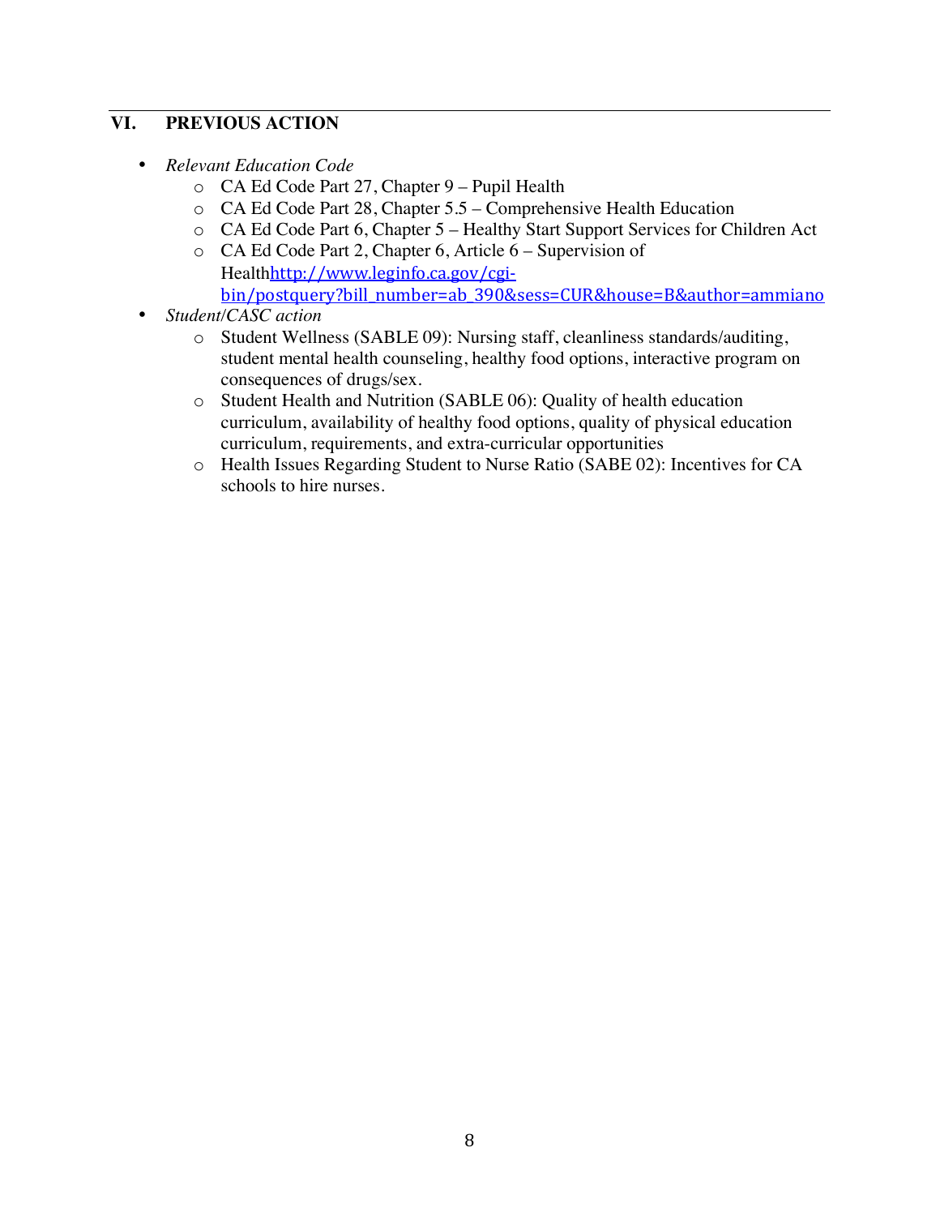## VI. PREVIOUS ACTION

- *Relevant Education Code*
  - CA Ed Code Part 27, Chapter 9 – Pupil Health
  - CA Ed Code Part 28, Chapter 5.5 – Comprehensive Health Education
  - CA Ed Code Part 6, Chapter 5 – Healthy Start Support Services for Children Act
  - CA Ed Code Part 2, Chapter 6, Article 6 – Supervision of Healthhttp://www.leginfo.ca.gov/cgi-bin/postquery?bill_number=ab_390&sess=CUR&house=B&author=ammiano
- *Student/CASC action*
  - Student Wellness (SABLE 09): Nursing staff, cleanliness standards/auditing, student mental health counseling, healthy food options, interactive program on consequences of drugs/sex.
  - Student Health and Nutrition (SABLE 06): Quality of health education curriculum, availability of healthy food options, quality of physical education curriculum, requirements, and extra-curricular opportunities
  - Health Issues Regarding Student to Nurse Ratio (SABE 02): Incentives for CA schools to hire nurses.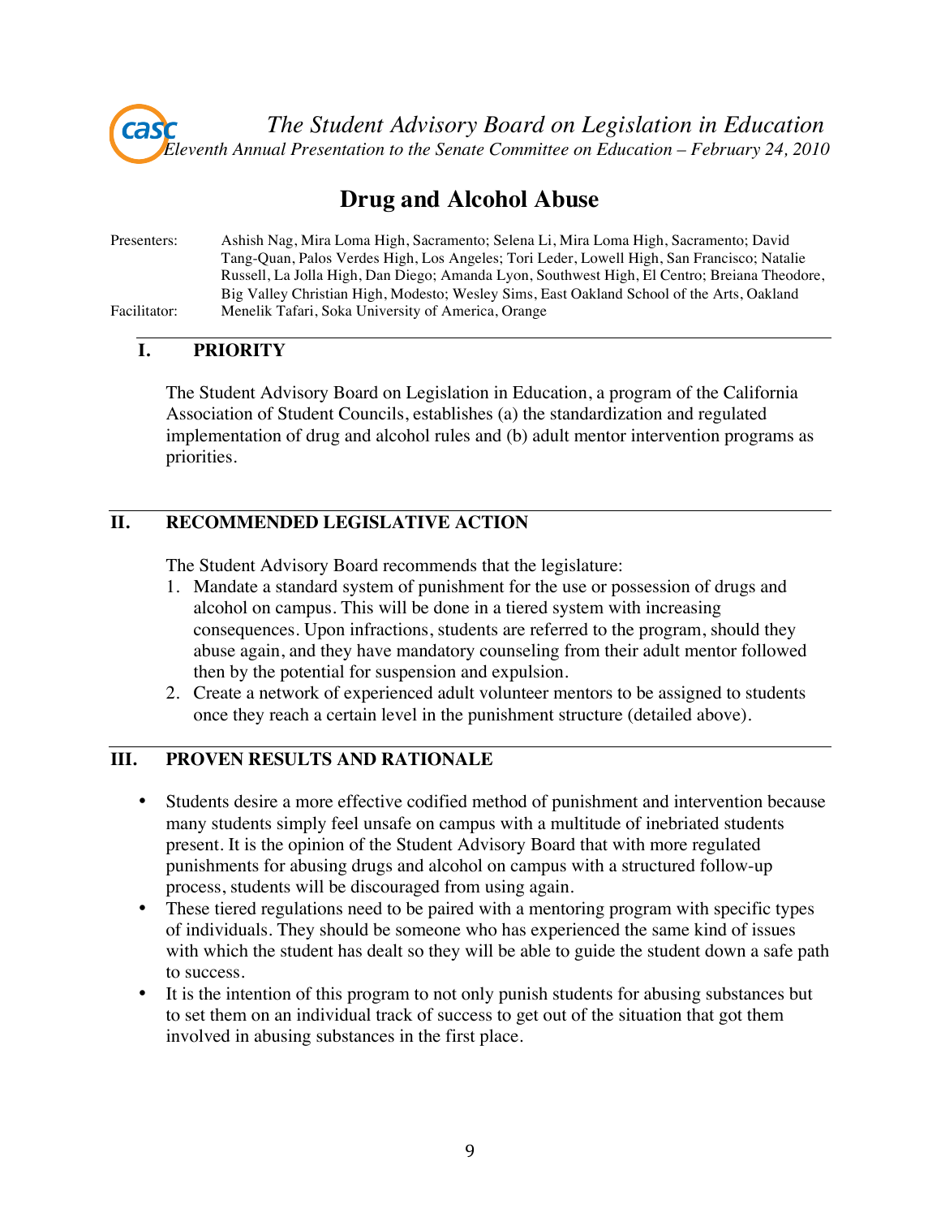*The Student Advisory Board on Legislation in Education*
*Eleventh Annual Presentation to the Senate Committee on Education – February 24, 2010*

# Drug and Alcohol Abuse

Presenters: Ashish Nag, Mira Loma High, Sacramento; Selena Li, Mira Loma High, Sacramento; David Tang-Quan, Palos Verdes High, Los Angeles; Tori Leder, Lowell High, San Francisco; Natalie Russell, La Jolla High, Dan Diego; Amanda Lyon, Southwest High, El Centro; Breiana Theodore, Big Valley Christian High, Modesto; Wesley Sims, East Oakland School of the Arts, Oakland

Facilitator: Menelik Tafari, Soka University of America, Orange

## I. PRIORITY

The Student Advisory Board on Legislation in Education, a program of the California Association of Student Councils, establishes (a) the standardization and regulated implementation of drug and alcohol rules and (b) adult mentor intervention programs as priorities.

## II. RECOMMENDED LEGISLATIVE ACTION

The Student Advisory Board recommends that the legislature:

1. Mandate a standard system of punishment for the use or possession of drugs and alcohol on campus. This will be done in a tiered system with increasing consequences. Upon infractions, students are referred to the program, should they abuse again, and they have mandatory counseling from their adult mentor followed then by the potential for suspension and expulsion.
2. Create a network of experienced adult volunteer mentors to be assigned to students once they reach a certain level in the punishment structure (detailed above).

## III. PROVEN RESULTS AND RATIONALE

- Students desire a more effective codified method of punishment and intervention because many students simply feel unsafe on campus with a multitude of inebriated students present. It is the opinion of the Student Advisory Board that with more regulated punishments for abusing drugs and alcohol on campus with a structured follow-up process, students will be discouraged from using again.
- These tiered regulations need to be paired with a mentoring program with specific types of individuals. They should be someone who has experienced the same kind of issues with which the student has dealt so they will be able to guide the student down a safe path to success.
- It is the intention of this program to not only punish students for abusing substances but to set them on an individual track of success to get out of the situation that got them involved in abusing substances in the first place.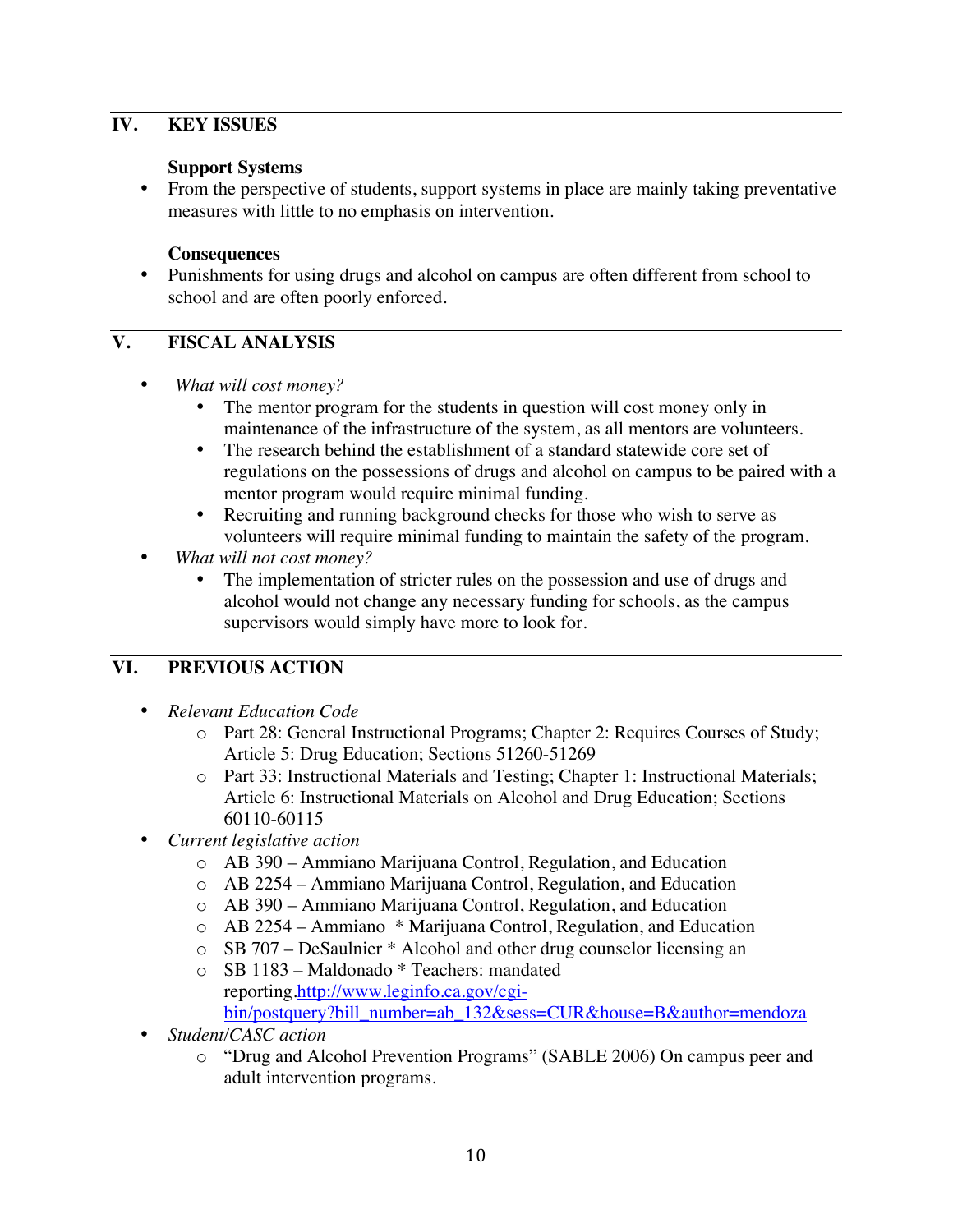## IV. KEY ISSUES

**Support Systems**

- From the perspective of students, support systems in place are mainly taking preventative measures with little to no emphasis on intervention.

**Consequences**

- Punishments for using drugs and alcohol on campus are often different from school to school and are often poorly enforced.

## V. FISCAL ANALYSIS

- *What will cost money?*
  - The mentor program for the students in question will cost money only in maintenance of the infrastructure of the system, as all mentors are volunteers.
  - The research behind the establishment of a standard statewide core set of regulations on the possessions of drugs and alcohol on campus to be paired with a mentor program would require minimal funding.
  - Recruiting and running background checks for those who wish to serve as volunteers will require minimal funding to maintain the safety of the program.
- *What will not cost money?*
  - The implementation of stricter rules on the possession and use of drugs and alcohol would not change any necessary funding for schools, as the campus supervisors would simply have more to look for.

## VI. PREVIOUS ACTION

- *Relevant Education Code*
  - Part 28: General Instructional Programs; Chapter 2: Requires Courses of Study; Article 5: Drug Education; Sections 51260-51269
  - Part 33: Instructional Materials and Testing; Chapter 1: Instructional Materials; Article 6: Instructional Materials on Alcohol and Drug Education; Sections 60110-60115
- *Current legislative action*
  - AB 390 – Ammiano Marijuana Control, Regulation, and Education
  - AB 2254 – Ammiano Marijuana Control, Regulation, and Education
  - AB 390 – Ammiano Marijuana Control, Regulation, and Education
  - AB 2254 – Ammiano * Marijuana Control, Regulation, and Education
  - SB 707 – DeSaulnier * Alcohol and other drug counselor licensing an
  - SB 1183 – Maldonado * Teachers: mandated reporting.[http://www.leginfo.ca.gov/cgi-bin/postquery?bill_number=ab_132&sess=CUR&house=B&author=mendoza](http://www.leginfo.ca.gov/cgi-bin/postquery?bill_number=ab_132&sess=CUR&house=B&author=mendoza)
- *Student/CASC action*
  - "Drug and Alcohol Prevention Programs" (SABLE 2006) On campus peer and adult intervention programs.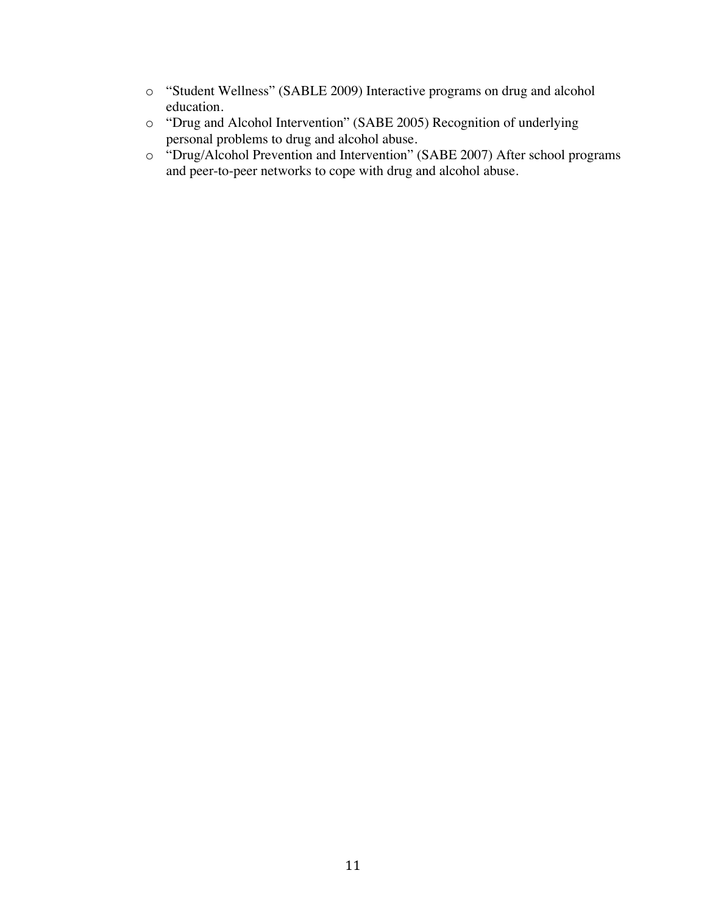- "Student Wellness" (SABLE 2009) Interactive programs on drug and alcohol education.
- "Drug and Alcohol Intervention" (SABE 2005) Recognition of underlying personal problems to drug and alcohol abuse.
- "Drug/Alcohol Prevention and Intervention" (SABE 2007) After school programs and peer-to-peer networks to cope with drug and alcohol abuse.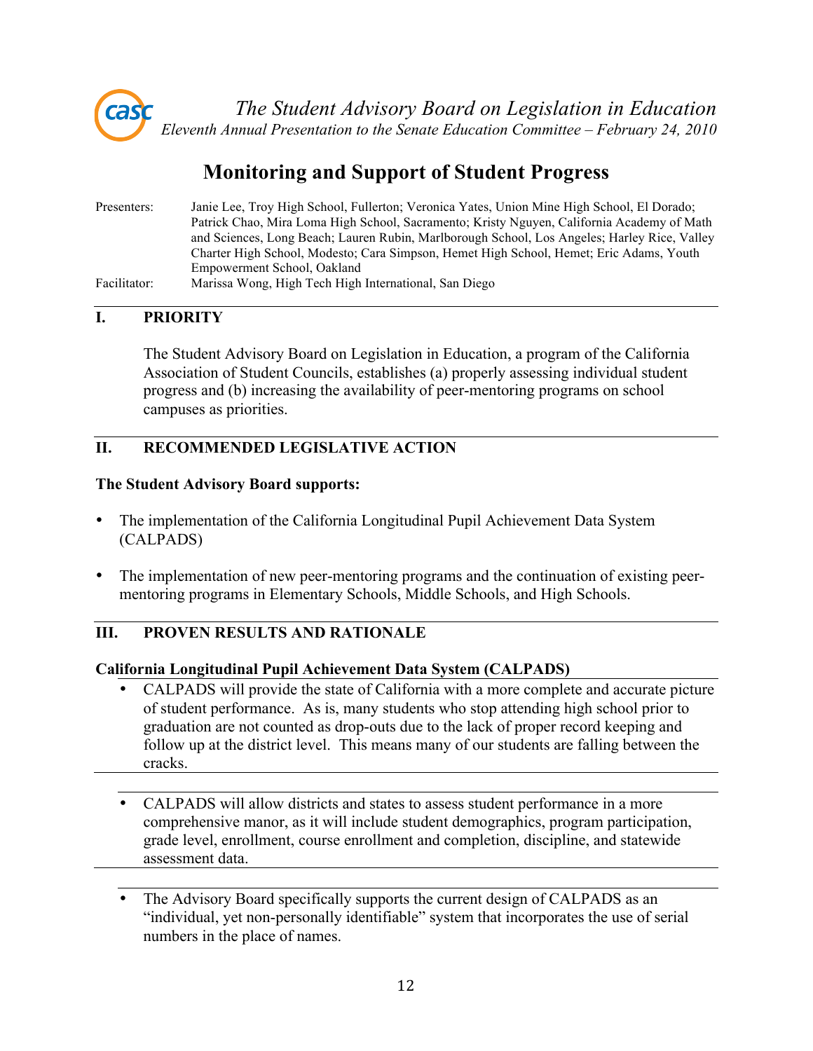*The Student Advisory Board on Legislation in Education*

*Eleventh Annual Presentation to the Senate Education Committee – February 24, 2010*

# Monitoring and Support of Student Progress

Presenters: Janie Lee, Troy High School, Fullerton; Veronica Yates, Union Mine High School, El Dorado; Patrick Chao, Mira Loma High School, Sacramento; Kristy Nguyen, California Academy of Math and Sciences, Long Beach; Lauren Rubin, Marlborough School, Los Angeles; Harley Rice, Valley Charter High School, Modesto; Cara Simpson, Hemet High School, Hemet; Eric Adams, Youth Empowerment School, Oakland

Facilitator: Marissa Wong, High Tech High International, San Diego

## I. PRIORITY

The Student Advisory Board on Legislation in Education, a program of the California Association of Student Councils, establishes (a) properly assessing individual student progress and (b) increasing the availability of peer-mentoring programs on school campuses as priorities.

## II. RECOMMENDED LEGISLATIVE ACTION

**The Student Advisory Board supports:**

- The implementation of the California Longitudinal Pupil Achievement Data System (CALPADS)
- The implementation of new peer-mentoring programs and the continuation of existing peer-mentoring programs in Elementary Schools, Middle Schools, and High Schools.

## III. PROVEN RESULTS AND RATIONALE

**California Longitudinal Pupil Achievement Data System (CALPADS)**

- CALPADS will provide the state of California with a more complete and accurate picture of student performance. As is, many students who stop attending high school prior to graduation are not counted as drop-outs due to the lack of proper record keeping and follow up at the district level. This means many of our students are falling between the cracks.
- CALPADS will allow districts and states to assess student performance in a more comprehensive manor, as it will include student demographics, program participation, grade level, enrollment, course enrollment and completion, discipline, and statewide assessment data.
- The Advisory Board specifically supports the current design of CALPADS as an "individual, yet non-personally identifiable" system that incorporates the use of serial numbers in the place of names.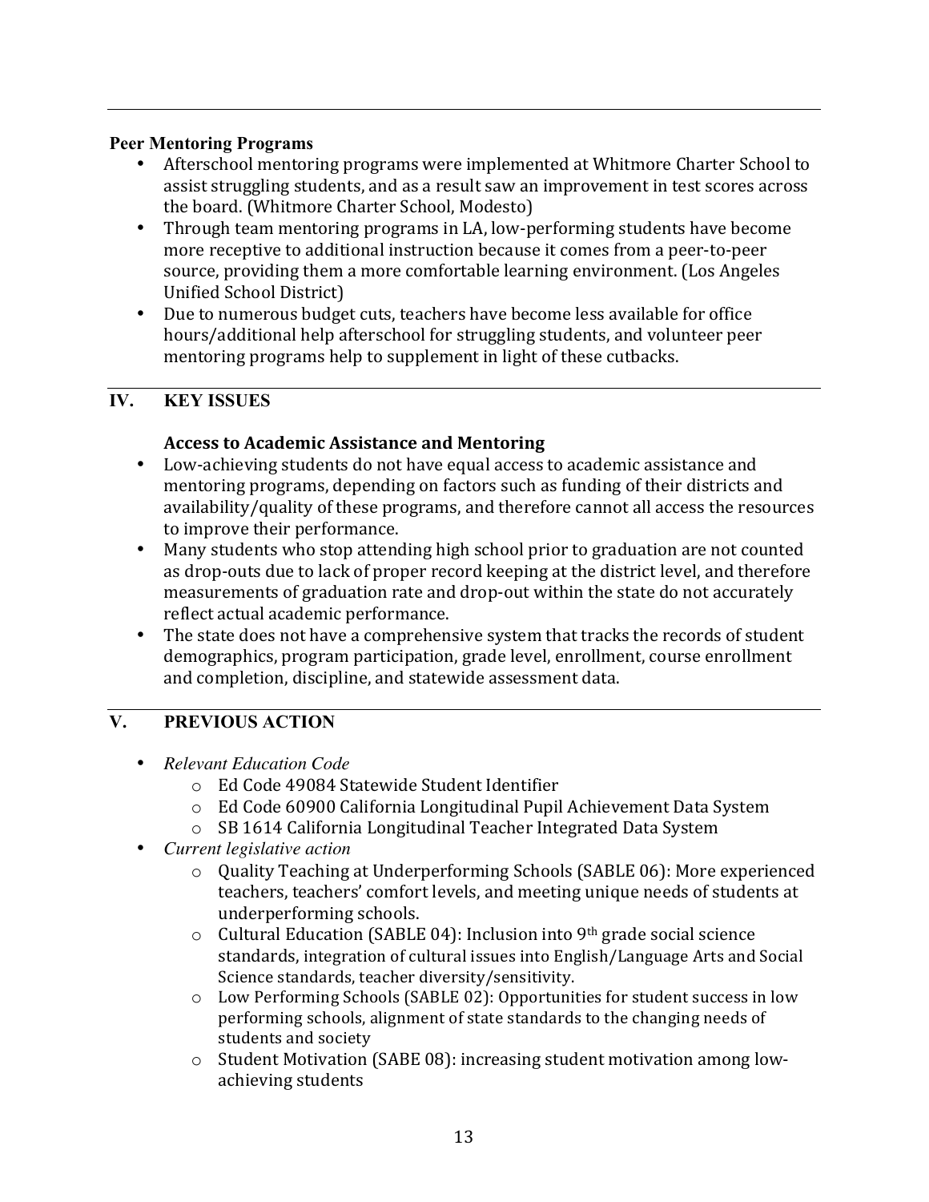**Peer Mentoring Programs**

- Afterschool mentoring programs were implemented at Whitmore Charter School to assist struggling students, and as a result saw an improvement in test scores across the board. (Whitmore Charter School, Modesto)
- Through team mentoring programs in LA, low-performing students have become more receptive to additional instruction because it comes from a peer-to-peer source, providing them a more comfortable learning environment. (Los Angeles Unified School District)
- Due to numerous budget cuts, teachers have become less available for office hours/additional help afterschool for struggling students, and volunteer peer mentoring programs help to supplement in light of these cutbacks.

## IV. KEY ISSUES

**Access to Academic Assistance and Mentoring**

- Low-achieving students do not have equal access to academic assistance and mentoring programs, depending on factors such as funding of their districts and availability/quality of these programs, and therefore cannot all access the resources to improve their performance.
- Many students who stop attending high school prior to graduation are not counted as drop-outs due to lack of proper record keeping at the district level, and therefore measurements of graduation rate and drop-out within the state do not accurately reflect actual academic performance.
- The state does not have a comprehensive system that tracks the records of student demographics, program participation, grade level, enrollment, course enrollment and completion, discipline, and statewide assessment data.

## V. PREVIOUS ACTION

- *Relevant Education Code*
  - Ed Code 49084 Statewide Student Identifier
  - Ed Code 60900 California Longitudinal Pupil Achievement Data System
  - SB 1614 California Longitudinal Teacher Integrated Data System
- *Current legislative action*
  - Quality Teaching at Underperforming Schools (SABLE 06): More experienced teachers, teachers' comfort levels, and meeting unique needs of students at underperforming schools.
  - Cultural Education (SABLE 04): Inclusion into 9th grade social science standards, integration of cultural issues into English/Language Arts and Social Science standards, teacher diversity/sensitivity.
  - Low Performing Schools (SABLE 02): Opportunities for student success in low performing schools, alignment of state standards to the changing needs of students and society
  - Student Motivation (SABE 08): increasing student motivation among low-achieving students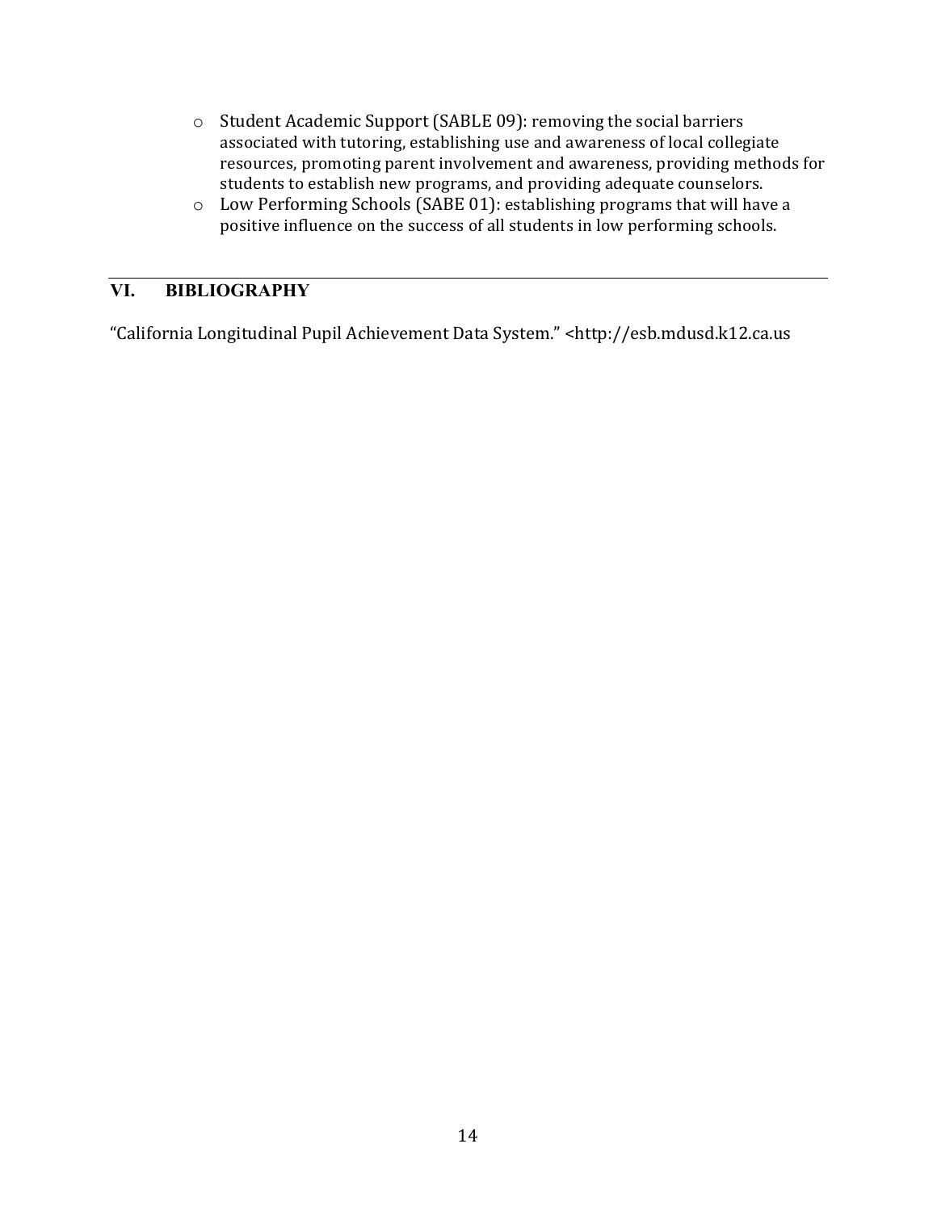- Student Academic Support (SABLE 09): removing the social barriers associated with tutoring, establishing use and awareness of local collegiate resources, promoting parent involvement and awareness, providing methods for students to establish new programs, and providing adequate counselors.
- Low Performing Schools (SABE 01): establishing programs that will have a positive influence on the success of all students in low performing schools.

## VI. BIBLIOGRAPHY

"California Longitudinal Pupil Achievement Data System." <http://esb.mdusd.k12.ca.us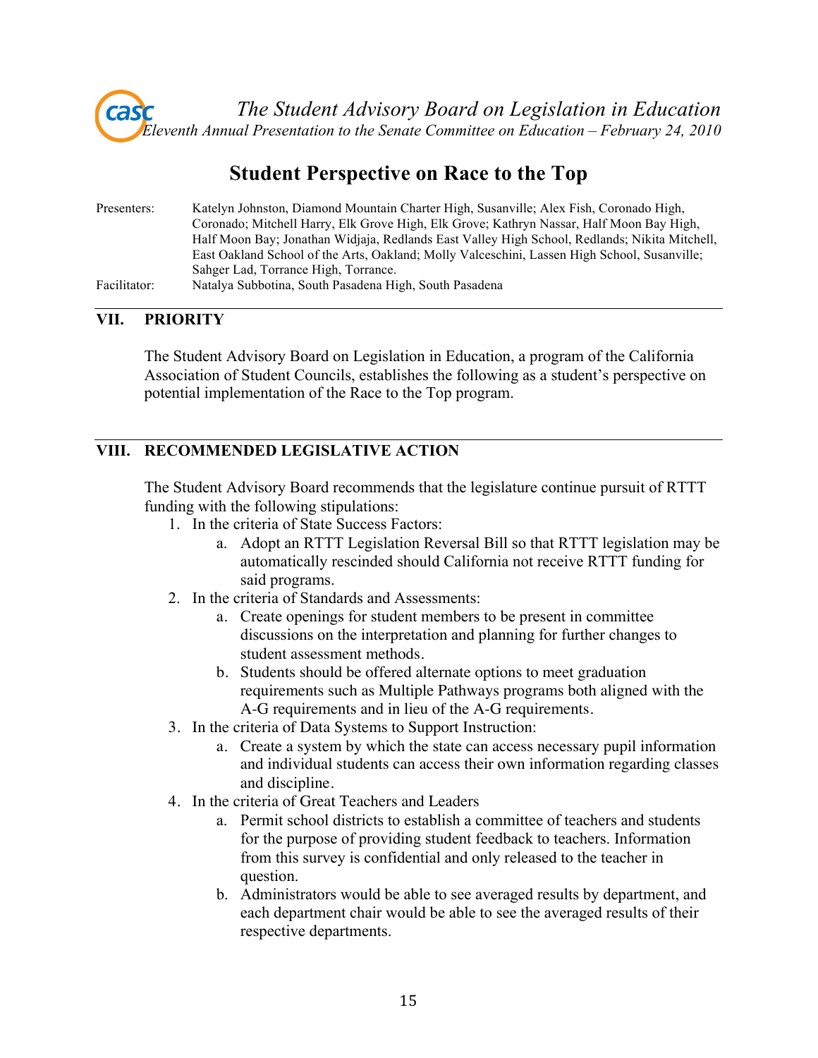*The Student Advisory Board on Legislation in Education*
*Eleventh Annual Presentation to the Senate Committee on Education – February 24, 2010*

# Student Perspective on Race to the Top

Presenters: Katelyn Johnston, Diamond Mountain Charter High, Susanville; Alex Fish, Coronado High, Coronado; Mitchell Harry, Elk Grove High, Elk Grove; Kathryn Nassar, Half Moon Bay High, Half Moon Bay; Jonathan Widjaja, Redlands East Valley High School, Redlands; Nikita Mitchell, East Oakland School of the Arts, Oakland; Molly Valceschini, Lassen High School, Susanville; Sahger Lad, Torrance High, Torrance.

Facilitator: Natalya Subbotina, South Pasadena High, South Pasadena

## VII. PRIORITY

The Student Advisory Board on Legislation in Education, a program of the California Association of Student Councils, establishes the following as a student's perspective on potential implementation of the Race to the Top program.

## VIII. RECOMMENDED LEGISLATIVE ACTION

The Student Advisory Board recommends that the legislature continue pursuit of RTTT funding with the following stipulations:

1. In the criteria of State Success Factors:
   a. Adopt an RTTT Legislation Reversal Bill so that RTTT legislation may be automatically rescinded should California not receive RTTT funding for said programs.
2. In the criteria of Standards and Assessments:
   a. Create openings for student members to be present in committee discussions on the interpretation and planning for further changes to student assessment methods.
   b. Students should be offered alternate options to meet graduation requirements such as Multiple Pathways programs both aligned with the A-G requirements and in lieu of the A-G requirements.
3. In the criteria of Data Systems to Support Instruction:
   a. Create a system by which the state can access necessary pupil information and individual students can access their own information regarding classes and discipline.
4. In the criteria of Great Teachers and Leaders
   a. Permit school districts to establish a committee of teachers and students for the purpose of providing student feedback to teachers. Information from this survey is confidential and only released to the teacher in question.
   b. Administrators would be able to see averaged results by department, and each department chair would be able to see the averaged results of their respective departments.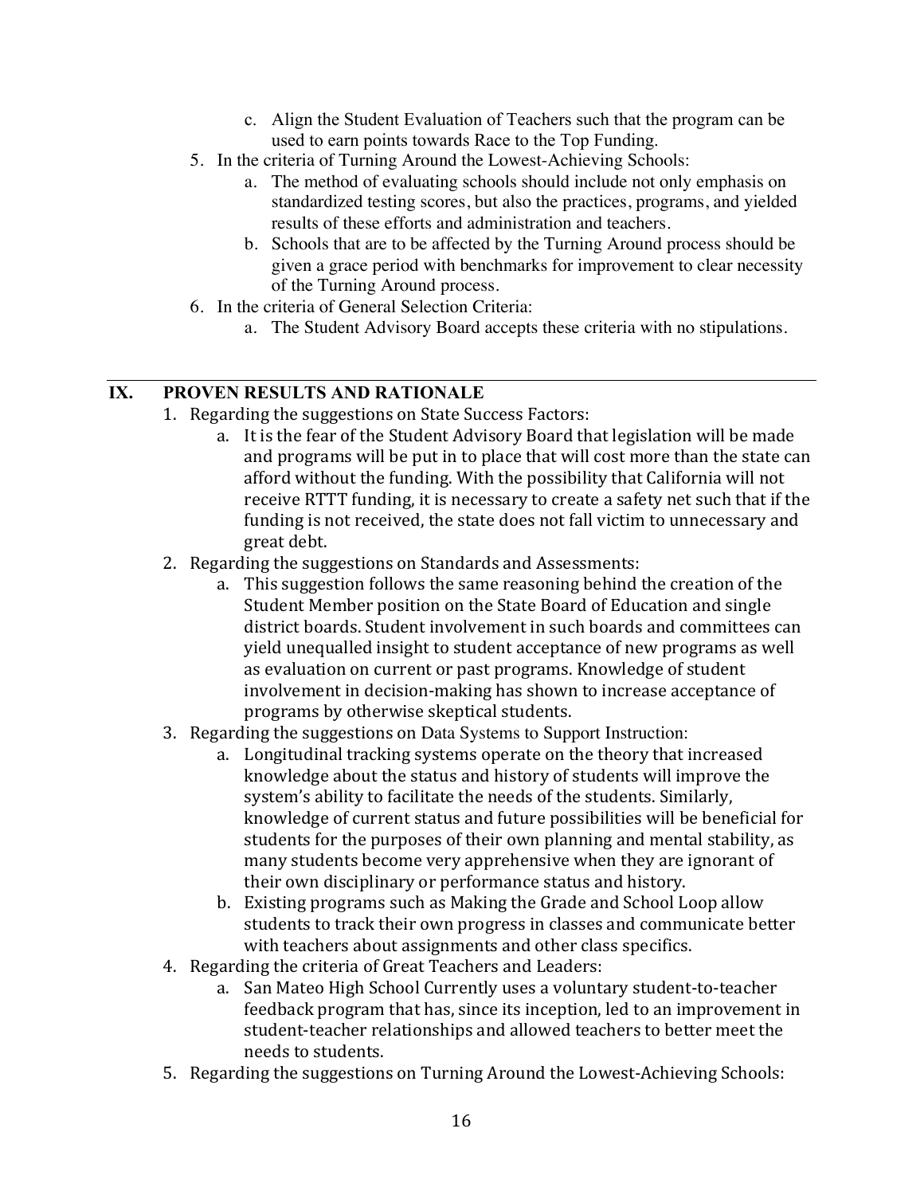c. Align the Student Evaluation of Teachers such that the program can be used to earn points towards Race to the Top Funding.

5. In the criteria of Turning Around the Lowest-Achieving Schools:
   a. The method of evaluating schools should include not only emphasis on standardized testing scores, but also the practices, programs, and yielded results of these efforts and administration and teachers.
   b. Schools that are to be affected by the Turning Around process should be given a grace period with benchmarks for improvement to clear necessity of the Turning Around process.
6. In the criteria of General Selection Criteria:
   a. The Student Advisory Board accepts these criteria with no stipulations.

---

## IX. PROVEN RESULTS AND RATIONALE

1. Regarding the suggestions on State Success Factors:
   a. It is the fear of the Student Advisory Board that legislation will be made and programs will be put in to place that will cost more than the state can afford without the funding. With the possibility that California will not receive RTTT funding, it is necessary to create a safety net such that if the funding is not received, the state does not fall victim to unnecessary and great debt.
2. Regarding the suggestions on Standards and Assessments:
   a. This suggestion follows the same reasoning behind the creation of the Student Member position on the State Board of Education and single district boards. Student involvement in such boards and committees can yield unequalled insight to student acceptance of new programs as well as evaluation on current or past programs. Knowledge of student involvement in decision-making has shown to increase acceptance of programs by otherwise skeptical students.
3. Regarding the suggestions on Data Systems to Support Instruction:
   a. Longitudinal tracking systems operate on the theory that increased knowledge about the status and history of students will improve the system's ability to facilitate the needs of the students. Similarly, knowledge of current status and future possibilities will be beneficial for students for the purposes of their own planning and mental stability, as many students become very apprehensive when they are ignorant of their own disciplinary or performance status and history.
   b. Existing programs such as Making the Grade and School Loop allow students to track their own progress in classes and communicate better with teachers about assignments and other class specifics.
4. Regarding the criteria of Great Teachers and Leaders:
   a. San Mateo High School Currently uses a voluntary student-to-teacher feedback program that has, since its inception, led to an improvement in student-teacher relationships and allowed teachers to better meet the needs to students.
5. Regarding the suggestions on Turning Around the Lowest-Achieving Schools: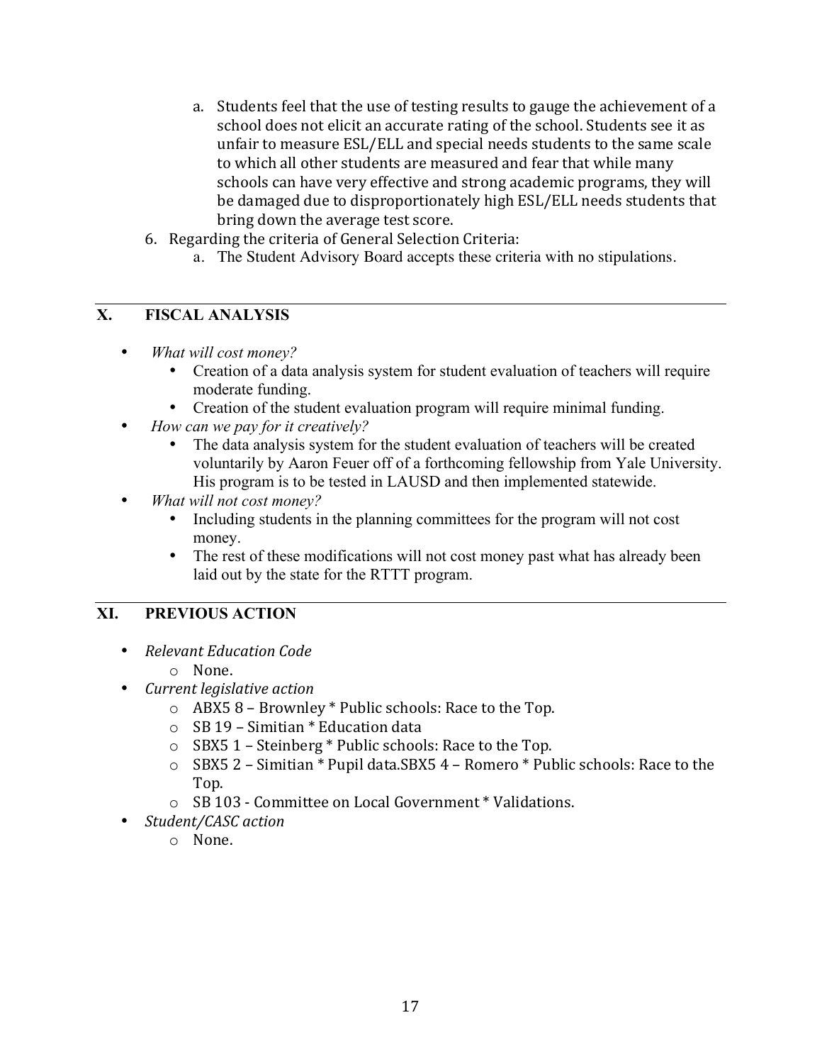a. Students feel that the use of testing results to gauge the achievement of a school does not elicit an accurate rating of the school. Students see it as unfair to measure ESL/ELL and special needs students to the same scale to which all other students are measured and fear that while many schools can have very effective and strong academic programs, they will be damaged due to disproportionately high ESL/ELL needs students that bring down the average test score.

6. Regarding the criteria of General Selection Criteria:
   a. The Student Advisory Board accepts these criteria with no stipulations.

## X. FISCAL ANALYSIS

- *What will cost money?*
  - Creation of a data analysis system for student evaluation of teachers will require moderate funding.
  - Creation of the student evaluation program will require minimal funding.
- *How can we pay for it creatively?*
  - The data analysis system for the student evaluation of teachers will be created voluntarily by Aaron Feuer off of a forthcoming fellowship from Yale University. His program is to be tested in LAUSD and then implemented statewide.
- *What will not cost money?*
  - Including students in the planning committees for the program will not cost money.
  - The rest of these modifications will not cost money past what has already been laid out by the state for the RTTT program.

## XI. PREVIOUS ACTION

- *Relevant Education Code*
  - None.
- *Current legislative action*
  - ABX5 8 – Brownley * Public schools: Race to the Top.
  - SB 19 – Simitian * Education data
  - SBX5 1 – Steinberg * Public schools: Race to the Top.
  - SBX5 2 – Simitian * Pupil data.SBX5 4 – Romero * Public schools: Race to the Top.
  - SB 103 - Committee on Local Government * Validations.
- *Student/CASC action*
  - None.